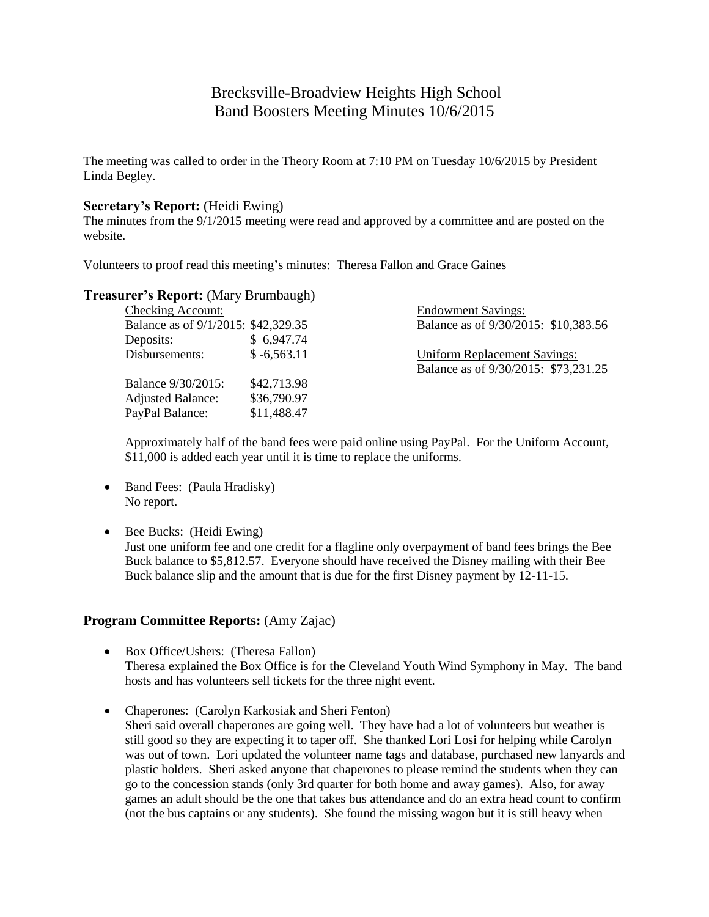# Brecksville-Broadview Heights High School
# Band Boosters Meeting Minutes 10/6/2015

The meeting was called to order in the Theory Room at 7:10 PM on Tuesday 10/6/2015 by President Linda Begley.

### Secretary's Report: (Heidi Ewing)

The minutes from the 9/1/2015 meeting were read and approved by a committee and are posted on the website.

Volunteers to proof read this meeting's minutes: Theresa Fallon and Grace Gaines

### Treasurer's Report: (Mary Brumbaugh)

| Checking Account: | | Endowment Savings: |
|---|---|---|
| Balance as of 9/1/2015: | $42,329.35 | Balance as of 9/30/2015: $10,383.56 |
| Deposits: | $ 6,947.74 | |
| Disbursements: | $ -6,563.11 | Uniform Replacement Savings: |
| | | Balance as of 9/30/2015: $73,231.25 |
| Balance 9/30/2015: | $42,713.98 | |
| Adjusted Balance: | $36,790.97 | |
| PayPal Balance: | $11,488.47 | |

Approximately half of the band fees were paid online using PayPal. For the Uniform Account, $11,000 is added each year until it is time to replace the uniforms.

- Band Fees: (Paula Hradisky)
  No report.

- Bee Bucks: (Heidi Ewing)
  Just one uniform fee and one credit for a flagline only overpayment of band fees brings the Bee Buck balance to $5,812.57. Everyone should have received the Disney mailing with their Bee Buck balance slip and the amount that is due for the first Disney payment by 12-11-15.

### Program Committee Reports: (Amy Zajac)

- Box Office/Ushers: (Theresa Fallon)
  Theresa explained the Box Office is for the Cleveland Youth Wind Symphony in May. The band hosts and has volunteers sell tickets for the three night event.

- Chaperones: (Carolyn Karkosiak and Sheri Fenton)
  Sheri said overall chaperones are going well. They have had a lot of volunteers but weather is still good so they are expecting it to taper off. She thanked Lori Losi for helping while Carolyn was out of town. Lori updated the volunteer name tags and database, purchased new lanyards and plastic holders. Sheri asked anyone that chaperones to please remind the students when they can go to the concession stands (only 3rd quarter for both home and away games). Also, for away games an adult should be the one that takes bus attendance and do an extra head count to confirm (not the bus captains or any students). She found the missing wagon but it is still heavy when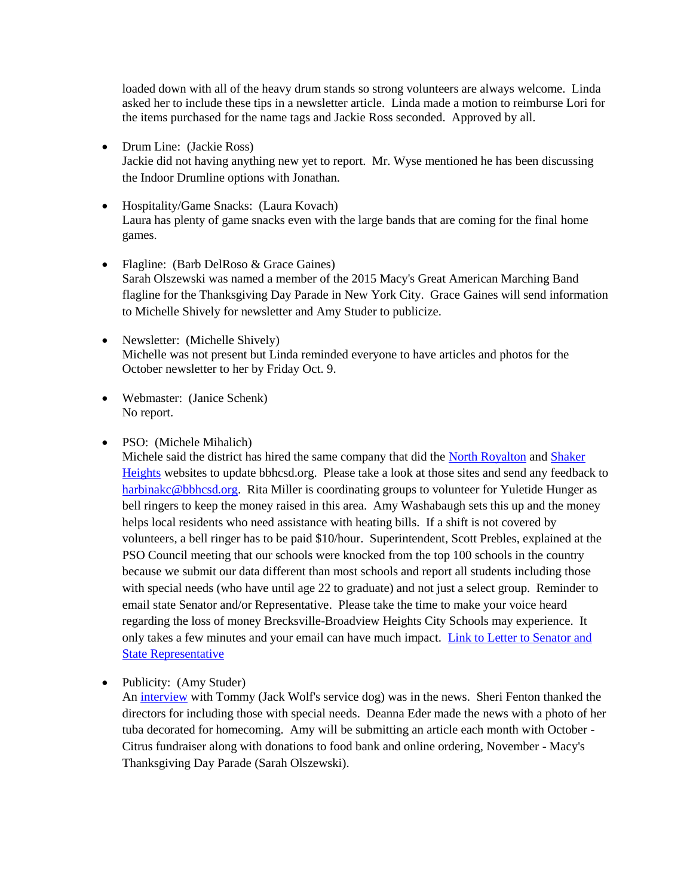loaded down with all of the heavy drum stands so strong volunteers are always welcome. Linda asked her to include these tips in a newsletter article. Linda made a motion to reimburse Lori for the items purchased for the name tags and Jackie Ross seconded. Approved by all.

- Drum Line: (Jackie Ross)
  Jackie did not having anything new yet to report. Mr. Wyse mentioned he has been discussing the Indoor Drumline options with Jonathan.

- Hospitality/Game Snacks: (Laura Kovach)
  Laura has plenty of game snacks even with the large bands that are coming for the final home games.

- Flagline: (Barb DelRoso & Grace Gaines)
  Sarah Olszewski was named a member of the 2015 Macy's Great American Marching Band flagline for the Thanksgiving Day Parade in New York City. Grace Gaines will send information to Michelle Shively for newsletter and Amy Studer to publicize.

- Newsletter: (Michelle Shively)
  Michelle was not present but Linda reminded everyone to have articles and photos for the October newsletter to her by Friday Oct. 9.

- Webmaster: (Janice Schenk)
  No report.

- PSO: (Michele Mihalich)
  Michele said the district has hired the same company that did the North Royalton and Shaker Heights websites to update bbhcsd.org. Please take a look at those sites and send any feedback to harbinakc@bbhcsd.org. Rita Miller is coordinating groups to volunteer for Yuletide Hunger as bell ringers to keep the money raised in this area. Amy Washabaugh sets this up and the money helps local residents who need assistance with heating bills. If a shift is not covered by volunteers, a bell ringer has to be paid $10/hour. Superintendent, Scott Prebles, explained at the PSO Council meeting that our schools were knocked from the top 100 schools in the country because we submit our data different than most schools and report all students including those with special needs (who have until age 22 to graduate) and not just a select group. Reminder to email state Senator and/or Representative. Please take the time to make your voice heard regarding the loss of money Brecksville-Broadview Heights City Schools may experience. It only takes a few minutes and your email can have much impact. Link to Letter to Senator and State Representative

- Publicity: (Amy Studer)
  An interview with Tommy (Jack Wolf's service dog) was in the news. Sheri Fenton thanked the directors for including those with special needs. Deanna Eder made the news with a photo of her tuba decorated for homecoming. Amy will be submitting an article each month with October - Citrus fundraiser along with donations to food bank and online ordering, November - Macy's Thanksgiving Day Parade (Sarah Olszewski).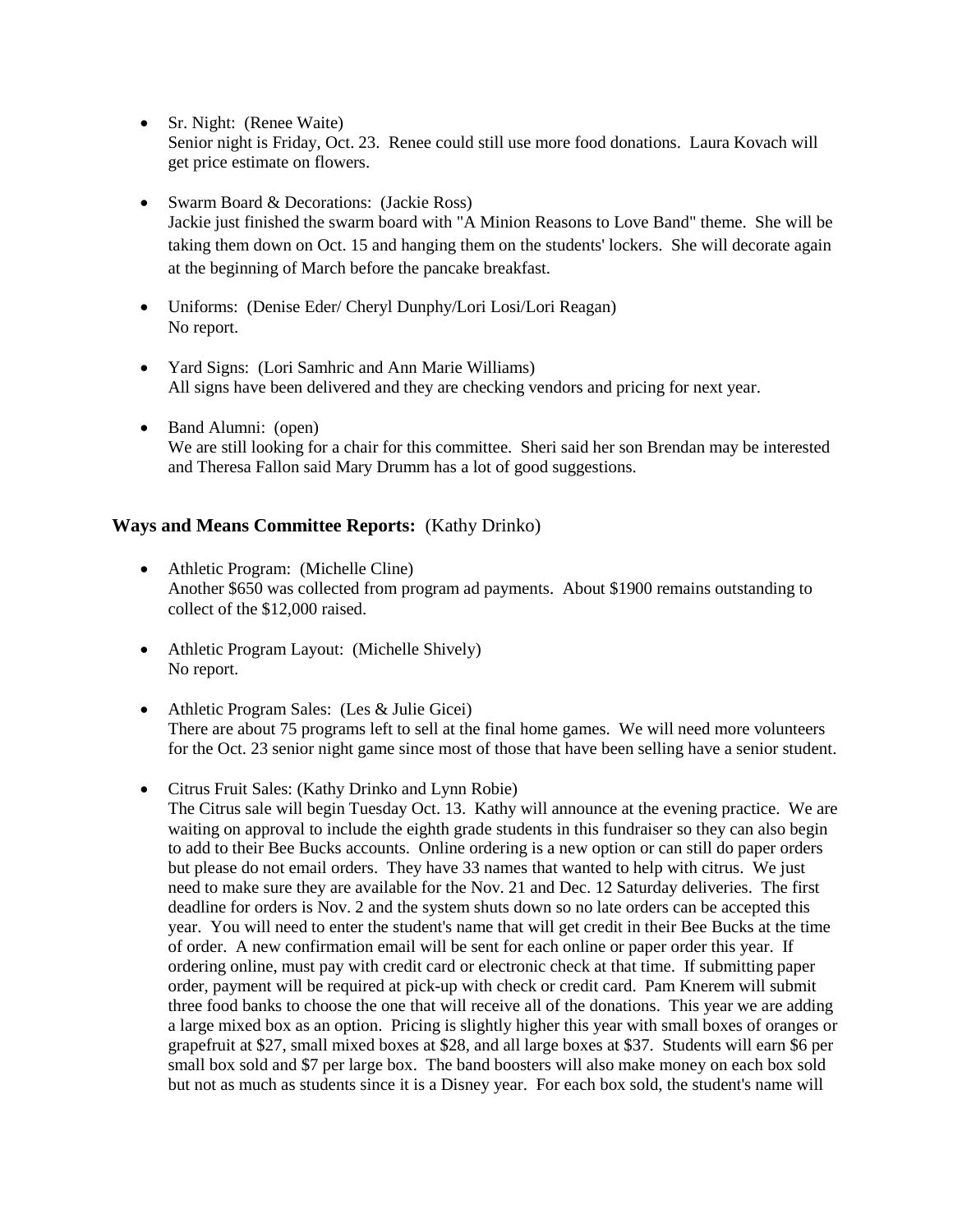- Sr. Night: (Renee Waite)
  Senior night is Friday, Oct. 23. Renee could still use more food donations. Laura Kovach will get price estimate on flowers.

- Swarm Board & Decorations: (Jackie Ross)
  Jackie just finished the swarm board with "A Minion Reasons to Love Band" theme. She will be taking them down on Oct. 15 and hanging them on the students' lockers. She will decorate again at the beginning of March before the pancake breakfast.

- Uniforms: (Denise Eder/ Cheryl Dunphy/Lori Losi/Lori Reagan)
  No report.

- Yard Signs: (Lori Samhric and Ann Marie Williams)
  All signs have been delivered and they are checking vendors and pricing for next year.

- Band Alumni: (open)
  We are still looking for a chair for this committee. Sheri said her son Brendan may be interested and Theresa Fallon said Mary Drumm has a lot of good suggestions.

### **Ways and Means Committee Reports:** (Kathy Drinko)

- Athletic Program: (Michelle Cline)
  Another $650 was collected from program ad payments. About $1900 remains outstanding to collect of the $12,000 raised.

- Athletic Program Layout: (Michelle Shively)
  No report.

- Athletic Program Sales: (Les & Julie Gicei)
  There are about 75 programs left to sell at the final home games. We will need more volunteers for the Oct. 23 senior night game since most of those that have been selling have a senior student.

- Citrus Fruit Sales: (Kathy Drinko and Lynn Robie)
  The Citrus sale will begin Tuesday Oct. 13. Kathy will announce at the evening practice. We are waiting on approval to include the eighth grade students in this fundraiser so they can also begin to add to their Bee Bucks accounts. Online ordering is a new option or can still do paper orders but please do not email orders. They have 33 names that wanted to help with citrus. We just need to make sure they are available for the Nov. 21 and Dec. 12 Saturday deliveries. The first deadline for orders is Nov. 2 and the system shuts down so no late orders can be accepted this year. You will need to enter the student's name that will get credit in their Bee Bucks at the time of order. A new confirmation email will be sent for each online or paper order this year. If ordering online, must pay with credit card or electronic check at that time. If submitting paper order, payment will be required at pick-up with check or credit card. Pam Knerem will submit three food banks to choose the one that will receive all of the donations. This year we are adding a large mixed box as an option. Pricing is slightly higher this year with small boxes of oranges or grapefruit at $27, small mixed boxes at $28, and all large boxes at $37. Students will earn $6 per small box sold and $7 per large box. The band boosters will also make money on each box sold but not as much as students since it is a Disney year. For each box sold, the student's name will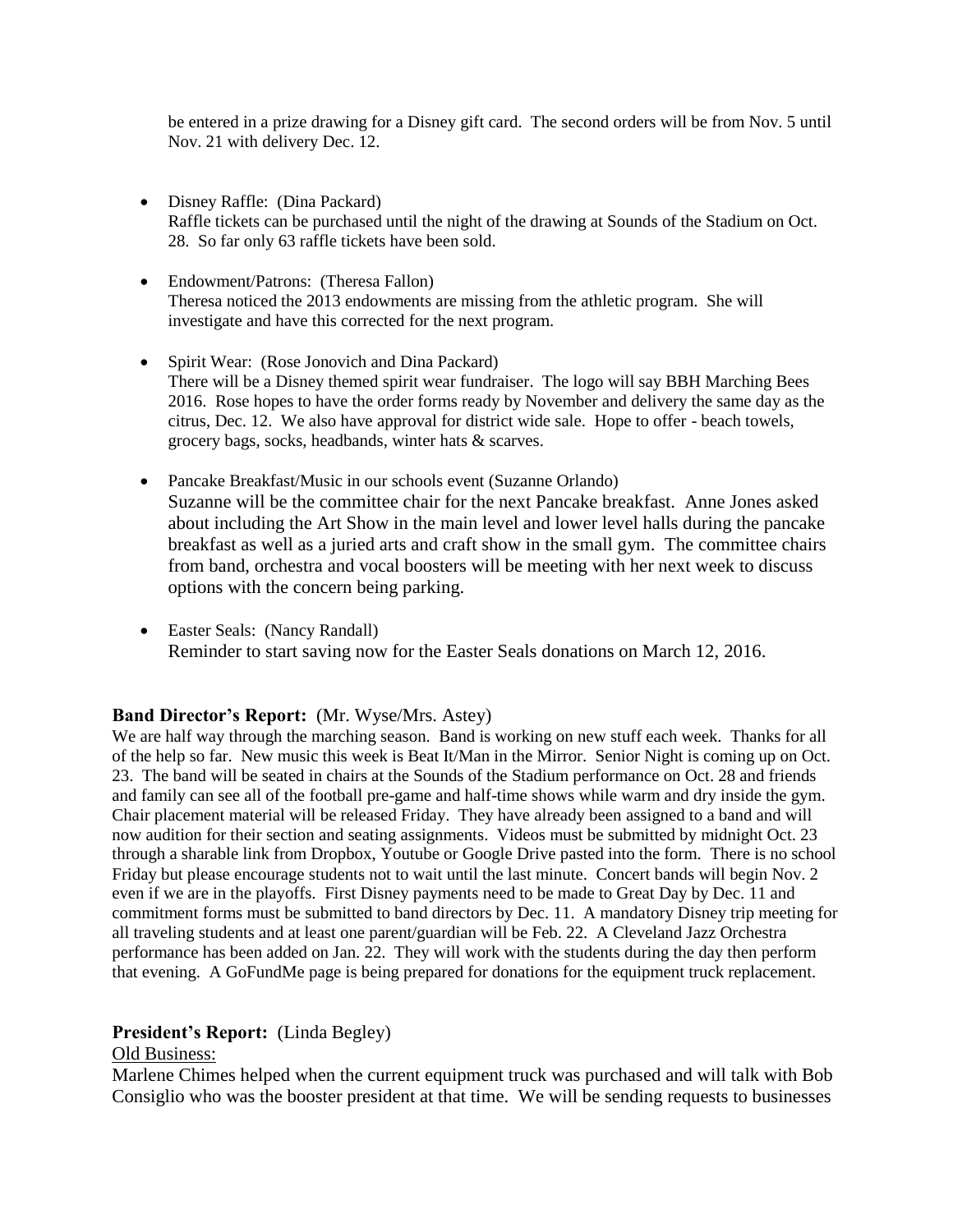be entered in a prize drawing for a Disney gift card. The second orders will be from Nov. 5 until Nov. 21 with delivery Dec. 12.

- Disney Raffle: (Dina Packard)
  Raffle tickets can be purchased until the night of the drawing at Sounds of the Stadium on Oct. 28. So far only 63 raffle tickets have been sold.

- Endowment/Patrons: (Theresa Fallon)
  Theresa noticed the 2013 endowments are missing from the athletic program. She will investigate and have this corrected for the next program.

- Spirit Wear: (Rose Jonovich and Dina Packard)
  There will be a Disney themed spirit wear fundraiser. The logo will say BBH Marching Bees 2016. Rose hopes to have the order forms ready by November and delivery the same day as the citrus, Dec. 12. We also have approval for district wide sale. Hope to offer - beach towels, grocery bags, socks, headbands, winter hats & scarves.

- Pancake Breakfast/Music in our schools event (Suzanne Orlando)
  Suzanne will be the committee chair for the next Pancake breakfast. Anne Jones asked about including the Art Show in the main level and lower level halls during the pancake breakfast as well as a juried arts and craft show in the small gym. The committee chairs from band, orchestra and vocal boosters will be meeting with her next week to discuss options with the concern being parking.

- Easter Seals: (Nancy Randall)
  Reminder to start saving now for the Easter Seals donations on March 12, 2016.

**Band Director's Report:** (Mr. Wyse/Mrs. Astey)

We are half way through the marching season. Band is working on new stuff each week. Thanks for all of the help so far. New music this week is Beat It/Man in the Mirror. Senior Night is coming up on Oct. 23. The band will be seated in chairs at the Sounds of the Stadium performance on Oct. 28 and friends and family can see all of the football pre-game and half-time shows while warm and dry inside the gym. Chair placement material will be released Friday. They have already been assigned to a band and will now audition for their section and seating assignments. Videos must be submitted by midnight Oct. 23 through a sharable link from Dropbox, Youtube or Google Drive pasted into the form. There is no school Friday but please encourage students not to wait until the last minute. Concert bands will begin Nov. 2 even if we are in the playoffs. First Disney payments need to be made to Great Day by Dec. 11 and commitment forms must be submitted to band directors by Dec. 11. A mandatory Disney trip meeting for all traveling students and at least one parent/guardian will be Feb. 22. A Cleveland Jazz Orchestra performance has been added on Jan. 22. They will work with the students during the day then perform that evening. A GoFundMe page is being prepared for donations for the equipment truck replacement.

**President's Report:** (Linda Begley)

<u>Old Business:</u>

Marlene Chimes helped when the current equipment truck was purchased and will talk with Bob Consiglio who was the booster president at that time. We will be sending requests to businesses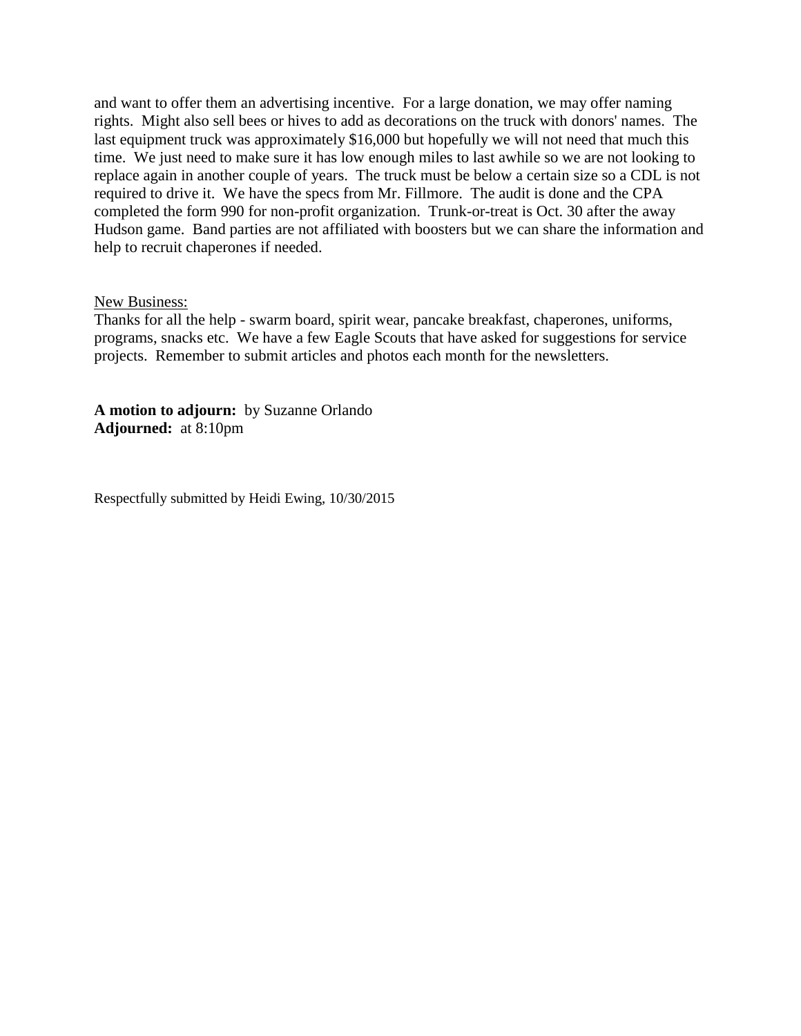and want to offer them an advertising incentive. For a large donation, we may offer naming rights. Might also sell bees or hives to add as decorations on the truck with donors' names. The last equipment truck was approximately $16,000 but hopefully we will not need that much this time. We just need to make sure it has low enough miles to last awhile so we are not looking to replace again in another couple of years. The truck must be below a certain size so a CDL is not required to drive it. We have the specs from Mr. Fillmore. The audit is done and the CPA completed the form 990 for non-profit organization. Trunk-or-treat is Oct. 30 after the away Hudson game. Band parties are not affiliated with boosters but we can share the information and help to recruit chaperones if needed.

<u>New Business:</u>
Thanks for all the help - swarm board, spirit wear, pancake breakfast, chaperones, uniforms, programs, snacks etc. We have a few Eagle Scouts that have asked for suggestions for service projects. Remember to submit articles and photos each month for the newsletters.

**A motion to adjourn:** by Suzanne Orlando
**Adjourned:** at 8:10pm

Respectfully submitted by Heidi Ewing, 10/30/2015